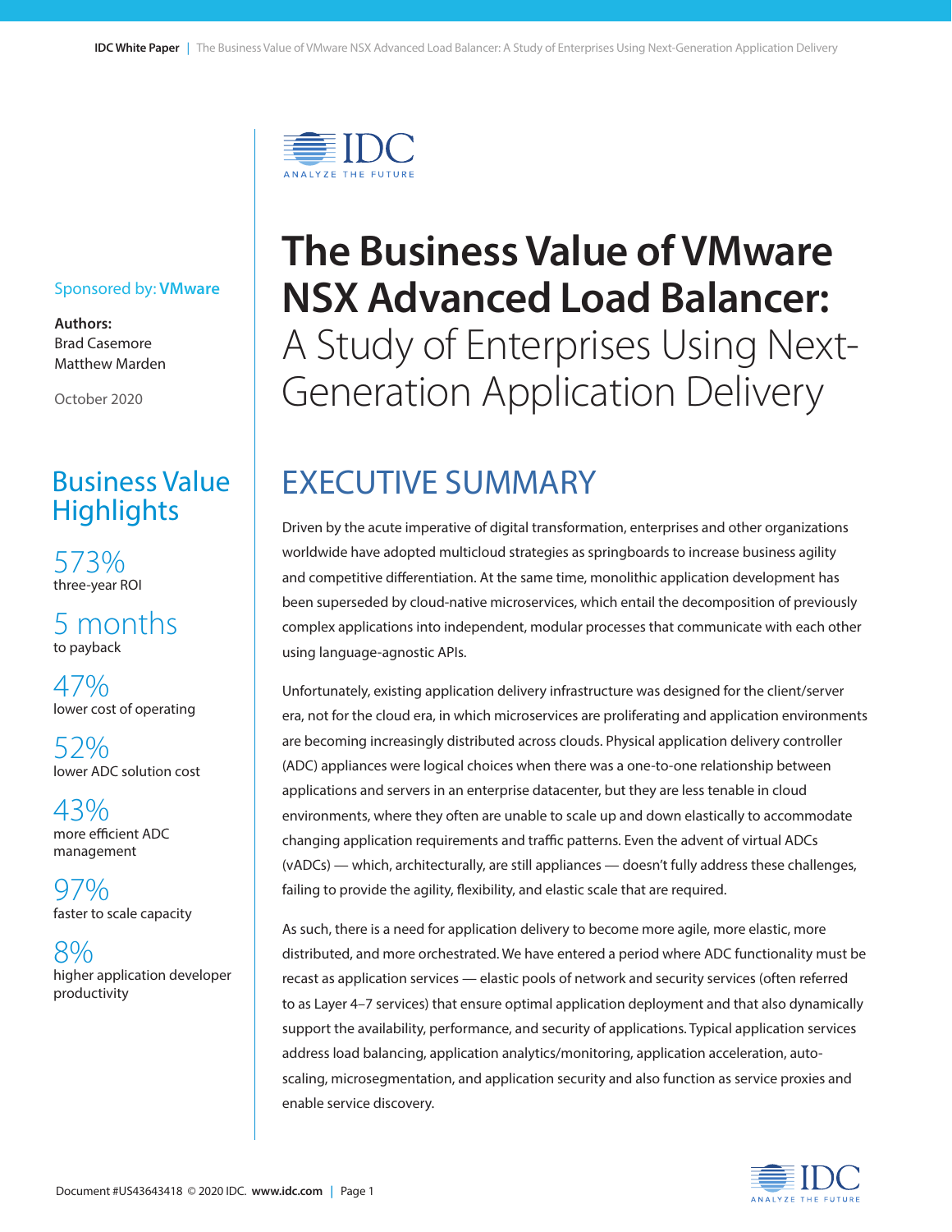# The Business Value of VMware NSX Advanced Load Balancer: A Study of Enterprises Using Next-Generation Application Delivery

Sponsored by: **VMware**

**Authors:**
Brad Casemore
Matthew Marden

October 2020

## Business Value Highlights

**573%**
three-year ROI

**5 months**
to payback

**47%**
lower cost of operating

**52%**
lower ADC solution cost

**43%**
more efficient ADC management

**97%**
faster to scale capacity

**8%**
higher application developer productivity

## EXECUTIVE SUMMARY

Driven by the acute imperative of digital transformation, enterprises and other organizations worldwide have adopted multicloud strategies as springboards to increase business agility and competitive differentiation. At the same time, monolithic application development has been superseded by cloud-native microservices, which entail the decomposition of previously complex applications into independent, modular processes that communicate with each other using language-agnostic APIs.

Unfortunately, existing application delivery infrastructure was designed for the client/server era, not for the cloud era, in which microservices are proliferating and application environments are becoming increasingly distributed across clouds. Physical application delivery controller (ADC) appliances were logical choices when there was a one-to-one relationship between applications and servers in an enterprise datacenter, but they are less tenable in cloud environments, where they often are unable to scale up and down elastically to accommodate changing application requirements and traffic patterns. Even the advent of virtual ADCs (vADCs) — which, architecturally, are still appliances — doesn't fully address these challenges, failing to provide the agility, flexibility, and elastic scale that are required.

As such, there is a need for application delivery to become more agile, more elastic, more distributed, and more orchestrated. We have entered a period where ADC functionality must be recast as application services — elastic pools of network and security services (often referred to as Layer 4–7 services) that ensure optimal application deployment and that also dynamically support the availability, performance, and security of applications. Typical application services address load balancing, application analytics/monitoring, application acceleration, auto-scaling, microsegmentation, and application security and also function as service proxies and enable service discovery.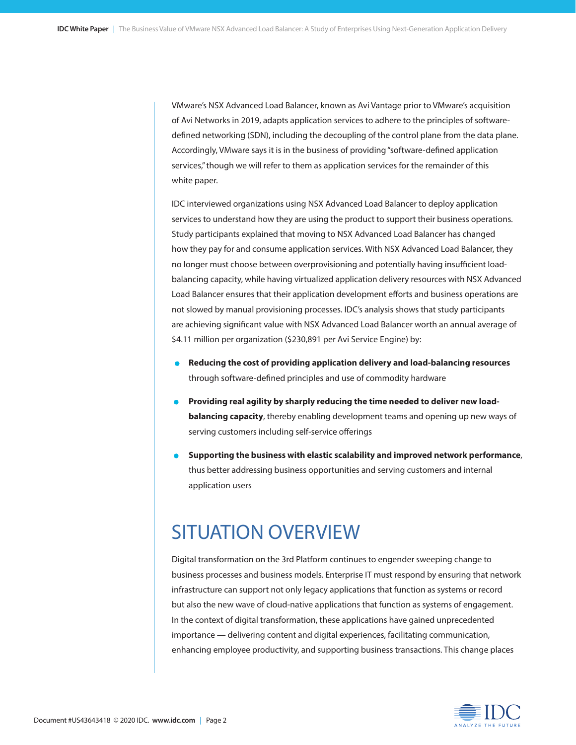VMware's NSX Advanced Load Balancer, known as Avi Vantage prior to VMware's acquisition of Avi Networks in 2019, adapts application services to adhere to the principles of software-defined networking (SDN), including the decoupling of the control plane from the data plane. Accordingly, VMware says it is in the business of providing "software-defined application services," though we will refer to them as application services for the remainder of this white paper.

IDC interviewed organizations using NSX Advanced Load Balancer to deploy application services to understand how they are using the product to support their business operations. Study participants explained that moving to NSX Advanced Load Balancer has changed how they pay for and consume application services. With NSX Advanced Load Balancer, they no longer must choose between overprovisioning and potentially having insufficient load-balancing capacity, while having virtualized application delivery resources with NSX Advanced Load Balancer ensures that their application development efforts and business operations are not slowed by manual provisioning processes. IDC's analysis shows that study participants are achieving significant value with NSX Advanced Load Balancer worth an annual average of $4.11 million per organization ($230,891 per Avi Service Engine) by:

- **Reducing the cost of providing application delivery and load-balancing resources** through software-defined principles and use of commodity hardware
- **Providing real agility by sharply reducing the time needed to deliver new load-balancing capacity**, thereby enabling development teams and opening up new ways of serving customers including self-service offerings
- **Supporting the business with elastic scalability and improved network performance**, thus better addressing business opportunities and serving customers and internal application users

# SITUATION OVERVIEW

Digital transformation on the 3rd Platform continues to engender sweeping change to business processes and business models. Enterprise IT must respond by ensuring that network infrastructure can support not only legacy applications that function as systems or record but also the new wave of cloud-native applications that function as systems of engagement. In the context of digital transformation, these applications have gained unprecedented importance — delivering content and digital experiences, facilitating communication, enhancing employee productivity, and supporting business transactions. This change places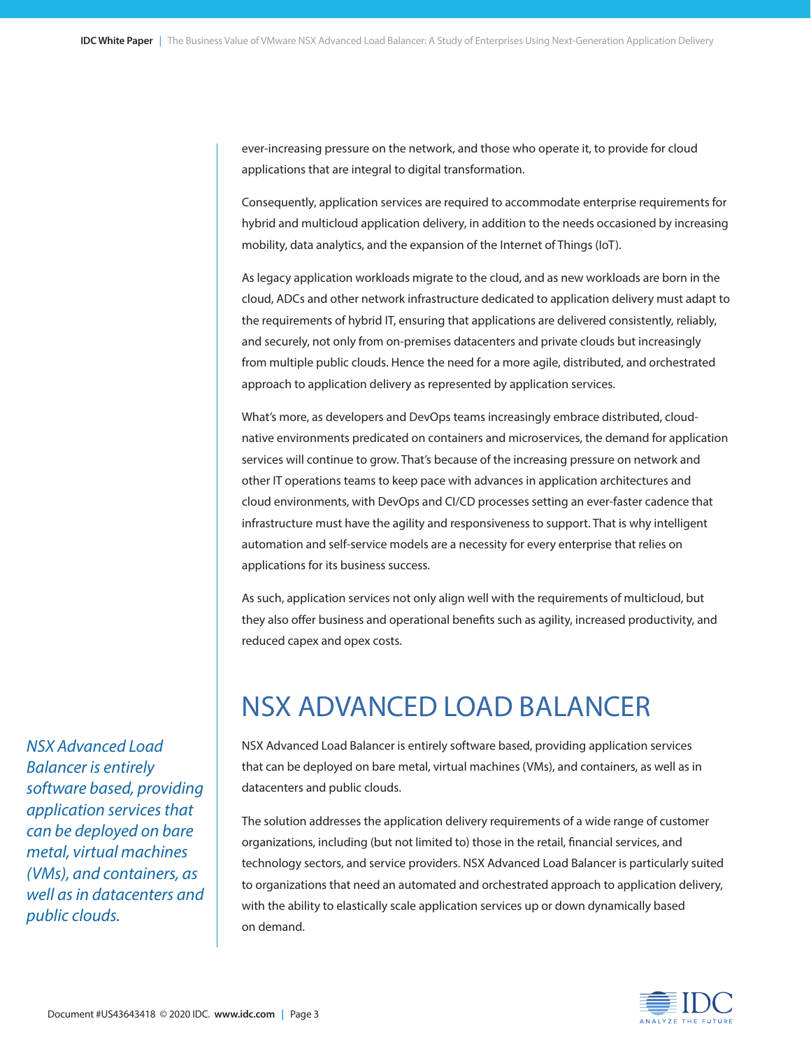ever-increasing pressure on the network, and those who operate it, to provide for cloud applications that are integral to digital transformation.

Consequently, application services are required to accommodate enterprise requirements for hybrid and multicloud application delivery, in addition to the needs occasioned by increasing mobility, data analytics, and the expansion of the Internet of Things (IoT).

As legacy application workloads migrate to the cloud, and as new workloads are born in the cloud, ADCs and other network infrastructure dedicated to application delivery must adapt to the requirements of hybrid IT, ensuring that applications are delivered consistently, reliably, and securely, not only from on-premises datacenters and private clouds but increasingly from multiple public clouds. Hence the need for a more agile, distributed, and orchestrated approach to application delivery as represented by application services.

What's more, as developers and DevOps teams increasingly embrace distributed, cloud-native environments predicated on containers and microservices, the demand for application services will continue to grow. That's because of the increasing pressure on network and other IT operations teams to keep pace with advances in application architectures and cloud environments, with DevOps and CI/CD processes setting an ever-faster cadence that infrastructure must have the agility and responsiveness to support. That is why intelligent automation and self-service models are a necessity for every enterprise that relies on applications for its business success.

As such, application services not only align well with the requirements of multicloud, but they also offer business and operational benefits such as agility, increased productivity, and reduced capex and opex costs.

## NSX ADVANCED LOAD BALANCER

*NSX Advanced Load Balancer is entirely software based, providing application services that can be deployed on bare metal, virtual machines (VMs), and containers, as well as in datacenters and public clouds.*

NSX Advanced Load Balancer is entirely software based, providing application services that can be deployed on bare metal, virtual machines (VMs), and containers, as well as in datacenters and public clouds.

The solution addresses the application delivery requirements of a wide range of customer organizations, including (but not limited to) those in the retail, financial services, and technology sectors, and service providers. NSX Advanced Load Balancer is particularly suited to organizations that need an automated and orchestrated approach to application delivery, with the ability to elastically scale application services up or down dynamically based on demand.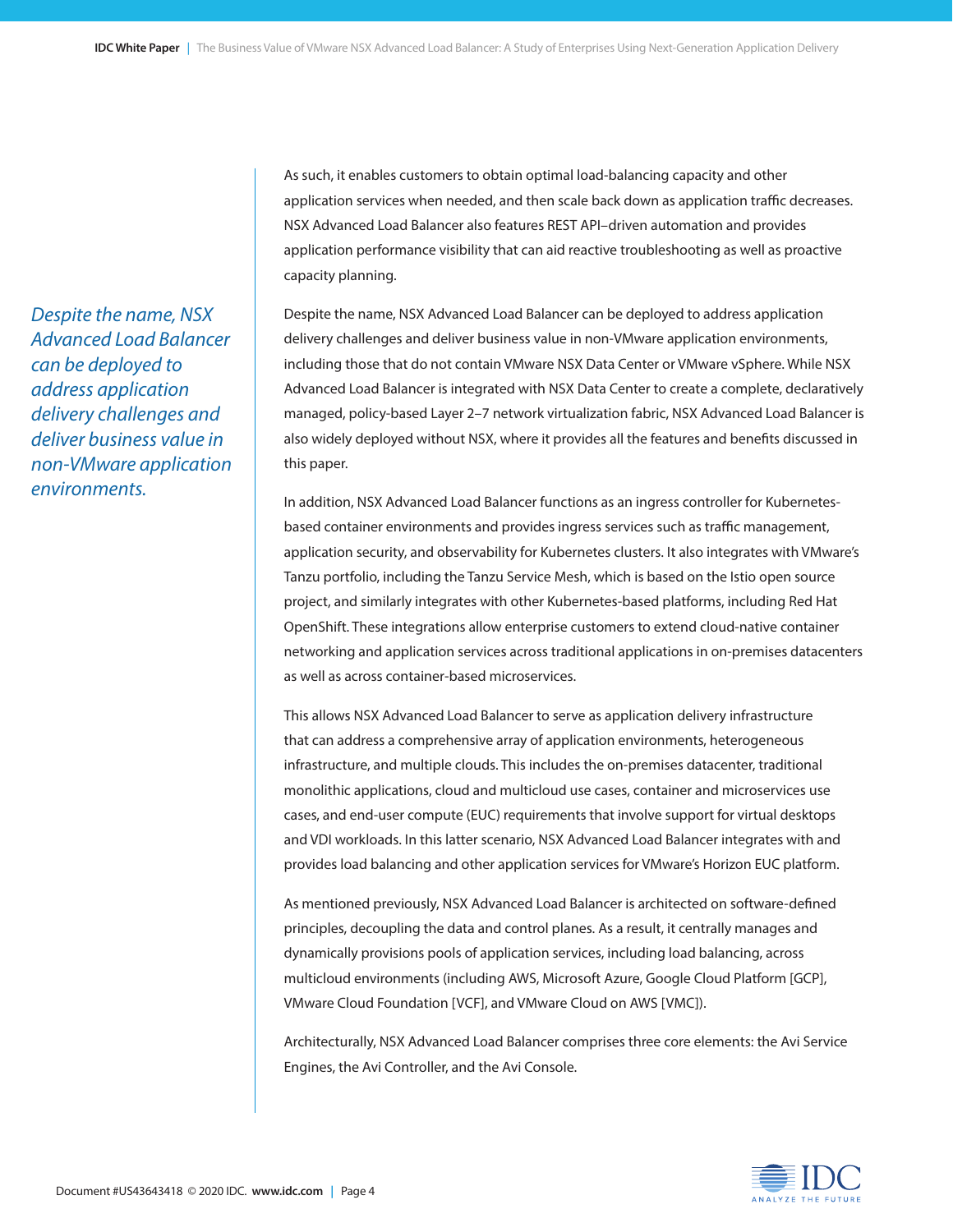As such, it enables customers to obtain optimal load-balancing capacity and other application services when needed, and then scale back down as application traffic decreases. NSX Advanced Load Balancer also features REST API–driven automation and provides application performance visibility that can aid reactive troubleshooting as well as proactive capacity planning.

*Despite the name, NSX Advanced Load Balancer can be deployed to address application delivery challenges and deliver business value in non-VMware application environments.*

Despite the name, NSX Advanced Load Balancer can be deployed to address application delivery challenges and deliver business value in non-VMware application environments, including those that do not contain VMware NSX Data Center or VMware vSphere. While NSX Advanced Load Balancer is integrated with NSX Data Center to create a complete, declaratively managed, policy-based Layer 2–7 network virtualization fabric, NSX Advanced Load Balancer is also widely deployed without NSX, where it provides all the features and benefits discussed in this paper.

In addition, NSX Advanced Load Balancer functions as an ingress controller for Kubernetes-based container environments and provides ingress services such as traffic management, application security, and observability for Kubernetes clusters. It also integrates with VMware's Tanzu portfolio, including the Tanzu Service Mesh, which is based on the Istio open source project, and similarly integrates with other Kubernetes-based platforms, including Red Hat OpenShift. These integrations allow enterprise customers to extend cloud-native container networking and application services across traditional applications in on-premises datacenters as well as across container-based microservices.

This allows NSX Advanced Load Balancer to serve as application delivery infrastructure that can address a comprehensive array of application environments, heterogeneous infrastructure, and multiple clouds. This includes the on-premises datacenter, traditional monolithic applications, cloud and multicloud use cases, container and microservices use cases, and end-user compute (EUC) requirements that involve support for virtual desktops and VDI workloads. In this latter scenario, NSX Advanced Load Balancer integrates with and provides load balancing and other application services for VMware's Horizon EUC platform.

As mentioned previously, NSX Advanced Load Balancer is architected on software-defined principles, decoupling the data and control planes. As a result, it centrally manages and dynamically provisions pools of application services, including load balancing, across multicloud environments (including AWS, Microsoft Azure, Google Cloud Platform [GCP], VMware Cloud Foundation [VCF], and VMware Cloud on AWS [VMC]).

Architecturally, NSX Advanced Load Balancer comprises three core elements: the Avi Service Engines, the Avi Controller, and the Avi Console.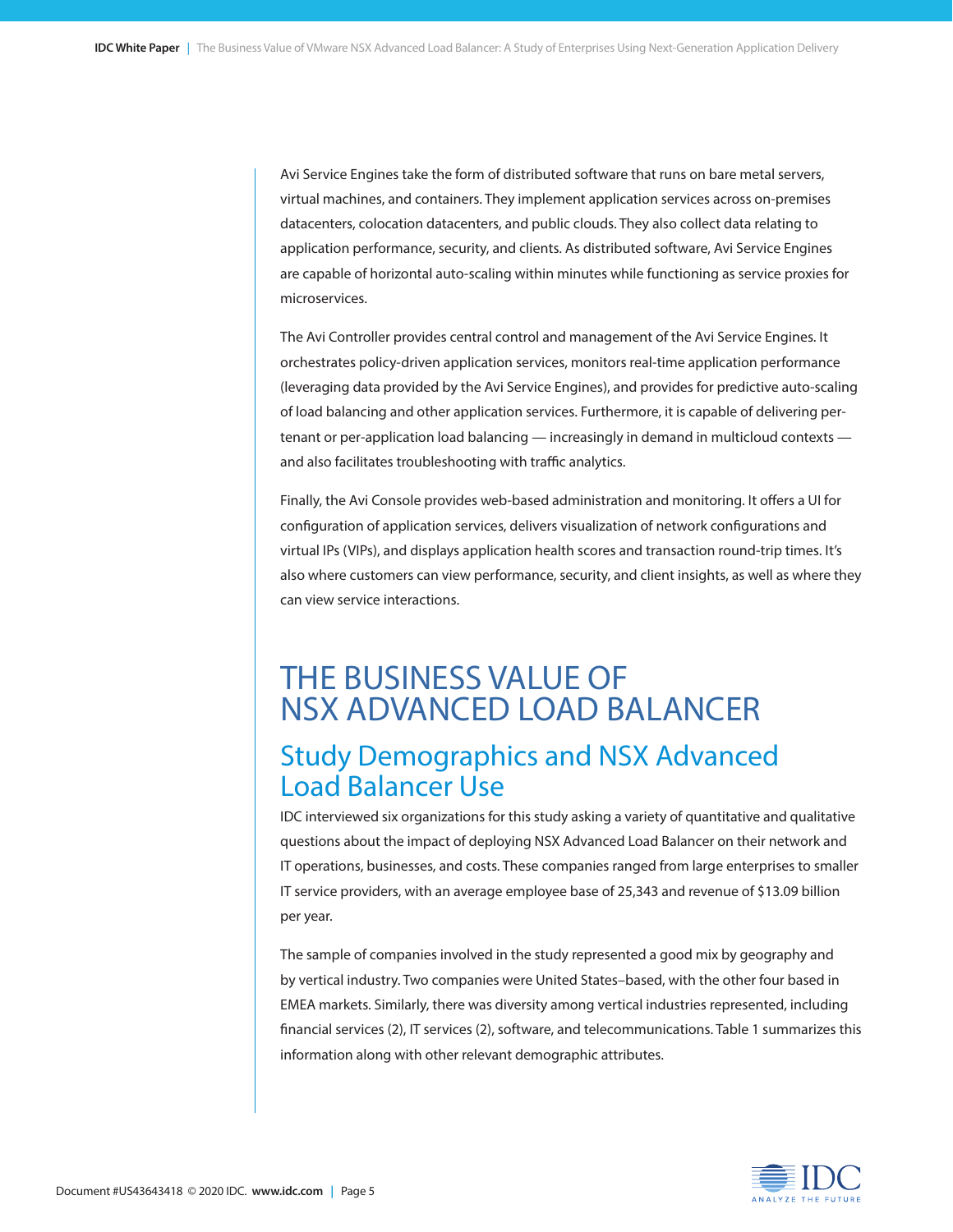Avi Service Engines take the form of distributed software that runs on bare metal servers, virtual machines, and containers. They implement application services across on-premises datacenters, colocation datacenters, and public clouds. They also collect data relating to application performance, security, and clients. As distributed software, Avi Service Engines are capable of horizontal auto-scaling within minutes while functioning as service proxies for microservices.

The Avi Controller provides central control and management of the Avi Service Engines. It orchestrates policy-driven application services, monitors real-time application performance (leveraging data provided by the Avi Service Engines), and provides for predictive auto-scaling of load balancing and other application services. Furthermore, it is capable of delivering per-tenant or per-application load balancing — increasingly in demand in multicloud contexts — and also facilitates troubleshooting with traffic analytics.

Finally, the Avi Console provides web-based administration and monitoring. It offers a UI for configuration of application services, delivers visualization of network configurations and virtual IPs (VIPs), and displays application health scores and transaction round-trip times. It's also where customers can view performance, security, and client insights, as well as where they can view service interactions.

# THE BUSINESS VALUE OF NSX ADVANCED LOAD BALANCER

## Study Demographics and NSX Advanced Load Balancer Use

IDC interviewed six organizations for this study asking a variety of quantitative and qualitative questions about the impact of deploying NSX Advanced Load Balancer on their network and IT operations, businesses, and costs. These companies ranged from large enterprises to smaller IT service providers, with an average employee base of 25,343 and revenue of $13.09 billion per year.

The sample of companies involved in the study represented a good mix by geography and by vertical industry. Two companies were United States–based, with the other four based in EMEA markets. Similarly, there was diversity among vertical industries represented, including financial services (2), IT services (2), software, and telecommunications. Table 1 summarizes this information along with other relevant demographic attributes.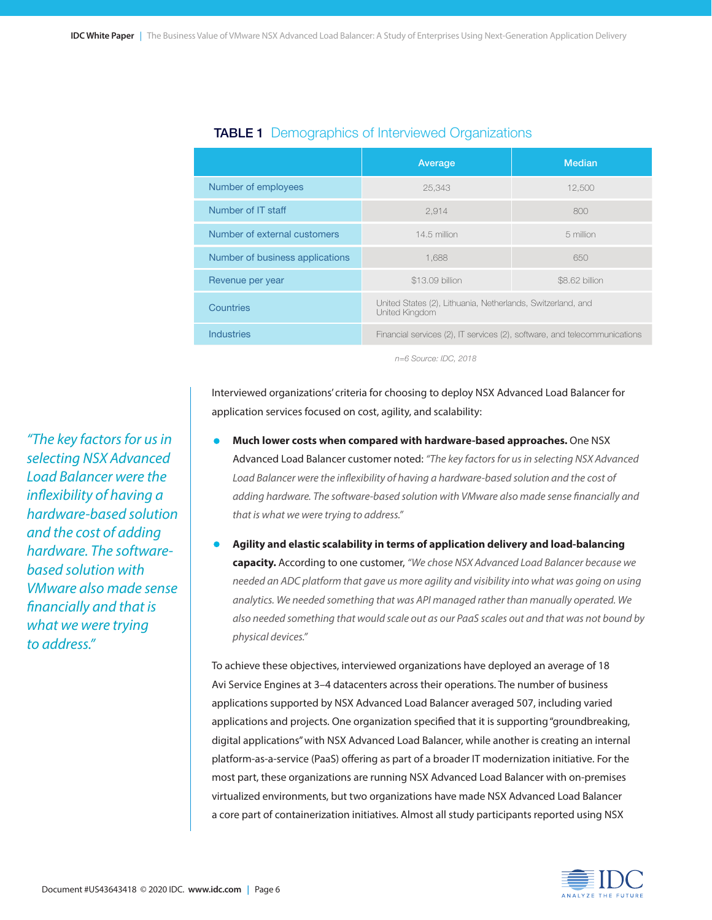**TABLE 1** Demographics of Interviewed Organizations

| | Average | Median |
|---|---|---|
| Number of employees | 25,343 | 12,500 |
| Number of IT staff | 2,914 | 800 |
| Number of external customers | 14.5 million | 5 million |
| Number of business applications | 1,688 | 650 |
| Revenue per year | $13.09 billion | $8.62 billion |
| Countries | United States (2), Lithuania, Netherlands, Switzerland, and United Kingdom | |
| Industries | Financial services (2), IT services (2), software, and telecommunications | |

*n=6 Source: IDC, 2018*

*"The key factors for us in selecting NSX Advanced Load Balancer were the inflexibility of having a hardware-based solution and the cost of adding hardware. The software-based solution with VMware also made sense financially and that is what we were trying to address."*

Interviewed organizations' criteria for choosing to deploy NSX Advanced Load Balancer for application services focused on cost, agility, and scalability:

- **Much lower costs when compared with hardware-based approaches.** One NSX Advanced Load Balancer customer noted: *"The key factors for us in selecting NSX Advanced Load Balancer were the inflexibility of having a hardware-based solution and the cost of adding hardware. The software-based solution with VMware also made sense financially and that is what we were trying to address."*
- **Agility and elastic scalability in terms of application delivery and load-balancing capacity.** According to one customer, *"We chose NSX Advanced Load Balancer because we needed an ADC platform that gave us more agility and visibility into what was going on using analytics. We needed something that was API managed rather than manually operated. We also needed something that would scale out as our PaaS scales out and that was not bound by physical devices."*

To achieve these objectives, interviewed organizations have deployed an average of 18 Avi Service Engines at 3–4 datacenters across their operations. The number of business applications supported by NSX Advanced Load Balancer averaged 507, including varied applications and projects. One organization specified that it is supporting "groundbreaking, digital applications" with NSX Advanced Load Balancer, while another is creating an internal platform-as-a-service (PaaS) offering as part of a broader IT modernization initiative. For the most part, these organizations are running NSX Advanced Load Balancer with on-premises virtualized environments, but two organizations have made NSX Advanced Load Balancer a core part of containerization initiatives. Almost all study participants reported using NSX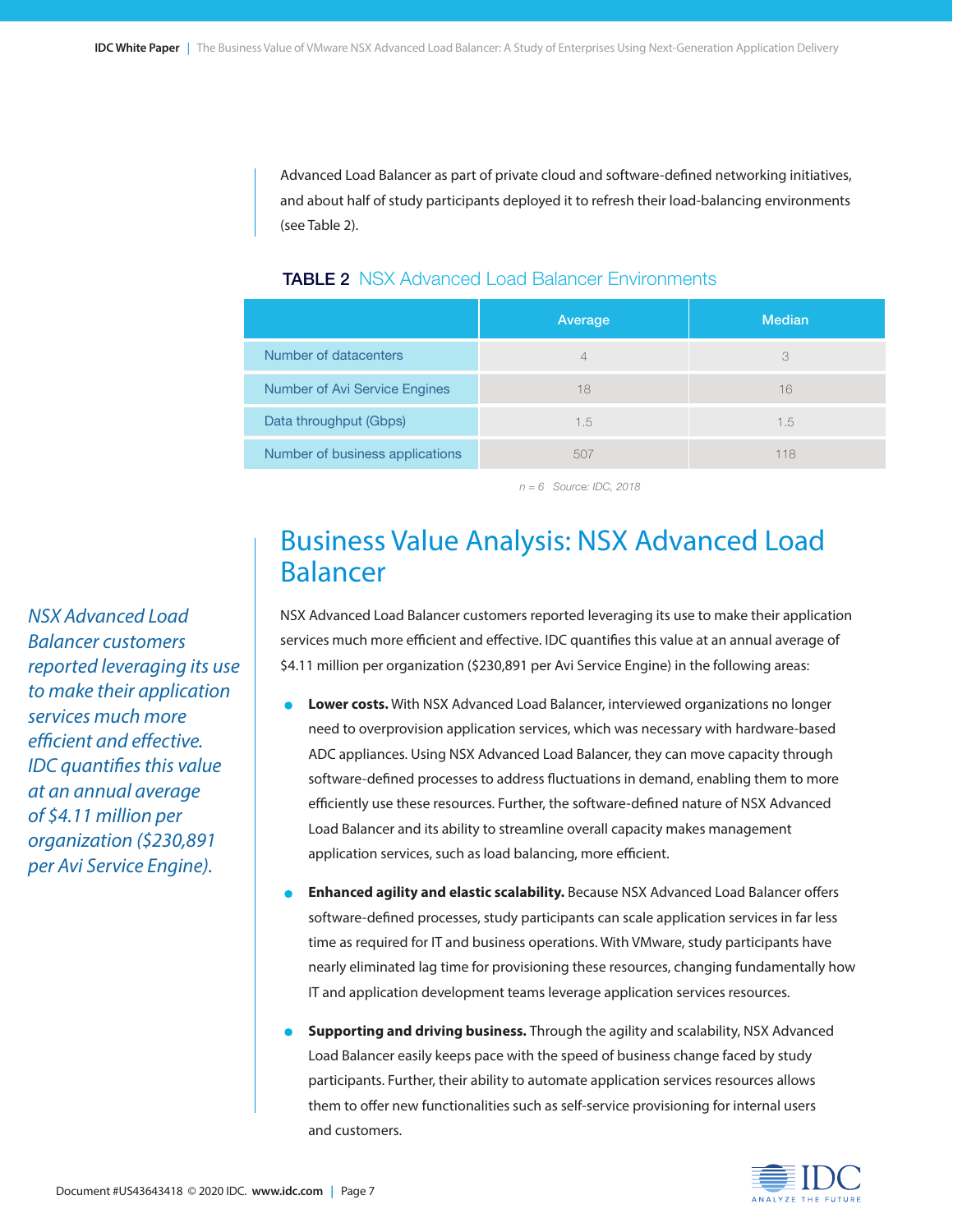Advanced Load Balancer as part of private cloud and software-defined networking initiatives, and about half of study participants deployed it to refresh their load-balancing environments (see Table 2).

**TABLE 2** NSX Advanced Load Balancer Environments

| | Average | Median |
|---|---|---|
| Number of datacenters | 4 | 3 |
| Number of Avi Service Engines | 18 | 16 |
| Data throughput (Gbps) | 1.5 | 1.5 |
| Number of business applications | 507 | 118 |

n = 6 Source: IDC, 2018

## Business Value Analysis: NSX Advanced Load Balancer

*NSX Advanced Load Balancer customers reported leveraging its use to make their application services much more efficient and effective. IDC quantifies this value at an annual average of $4.11 million per organization ($230,891 per Avi Service Engine).*

NSX Advanced Load Balancer customers reported leveraging its use to make their application services much more efficient and effective. IDC quantifies this value at an annual average of $4.11 million per organization ($230,891 per Avi Service Engine) in the following areas:

- **Lower costs.** With NSX Advanced Load Balancer, interviewed organizations no longer need to overprovision application services, which was necessary with hardware-based ADC appliances. Using NSX Advanced Load Balancer, they can move capacity through software-defined processes to address fluctuations in demand, enabling them to more efficiently use these resources. Further, the software-defined nature of NSX Advanced Load Balancer and its ability to streamline overall capacity makes management application services, such as load balancing, more efficient.
- **Enhanced agility and elastic scalability.** Because NSX Advanced Load Balancer offers software-defined processes, study participants can scale application services in far less time as required for IT and business operations. With VMware, study participants have nearly eliminated lag time for provisioning these resources, changing fundamentally how IT and application development teams leverage application services resources.
- **Supporting and driving business.** Through the agility and scalability, NSX Advanced Load Balancer easily keeps pace with the speed of business change faced by study participants. Further, their ability to automate application services resources allows them to offer new functionalities such as self-service provisioning for internal users and customers.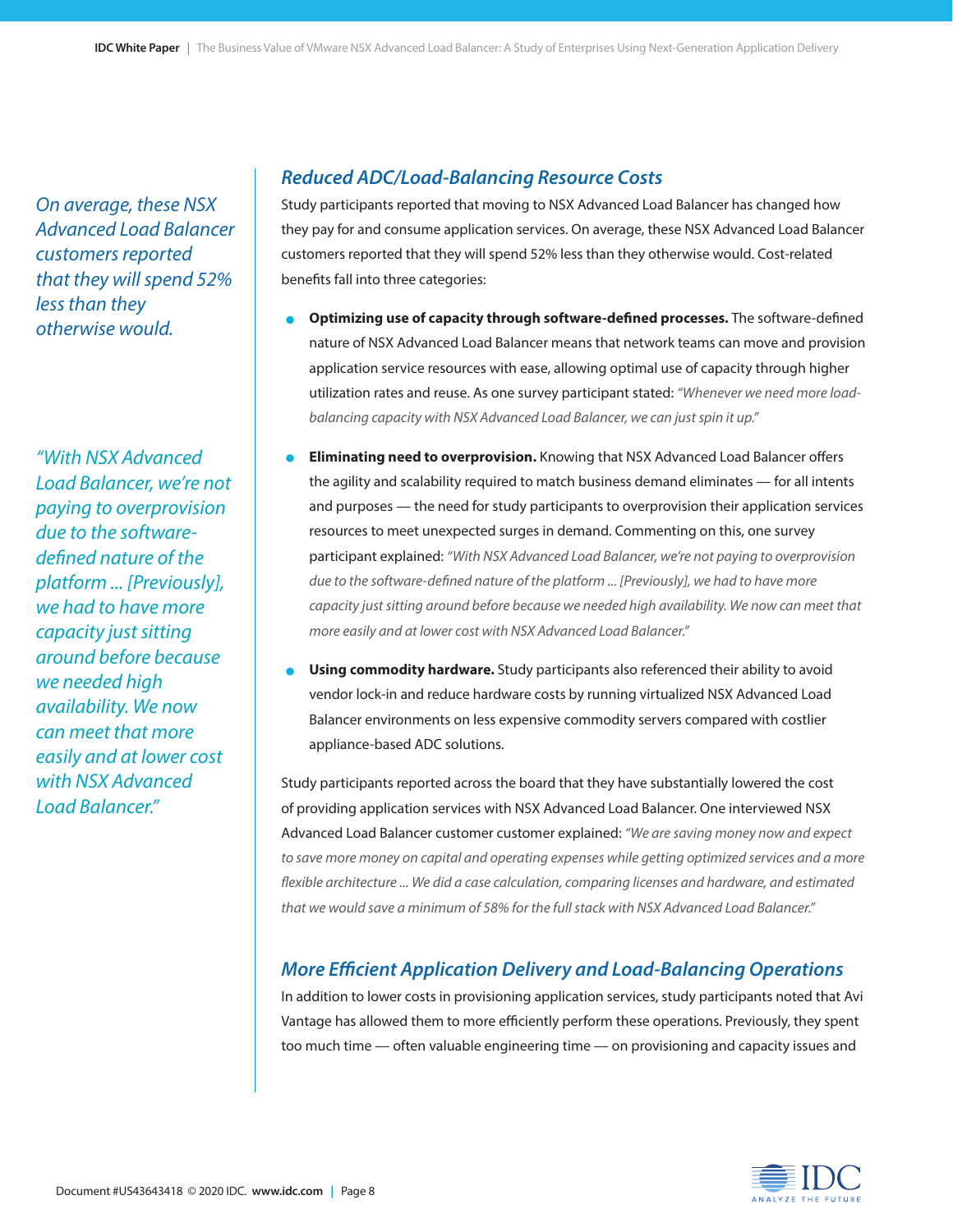*On average, these NSX Advanced Load Balancer customers reported that they will spend 52% less than they otherwise would.*

*"With NSX Advanced Load Balancer, we're not paying to overprovision due to the software-defined nature of the platform ... [Previously], we had to have more capacity just sitting around before because we needed high availability. We now can meet that more easily and at lower cost with NSX Advanced Load Balancer."*

### *Reduced ADC/Load-Balancing Resource Costs*

Study participants reported that moving to NSX Advanced Load Balancer has changed how they pay for and consume application services. On average, these NSX Advanced Load Balancer customers reported that they will spend 52% less than they otherwise would. Cost-related benefits fall into three categories:

- **Optimizing use of capacity through software-defined processes.** The software-defined nature of NSX Advanced Load Balancer means that network teams can move and provision application service resources with ease, allowing optimal use of capacity through higher utilization rates and reuse. As one survey participant stated: *"Whenever we need more load-balancing capacity with NSX Advanced Load Balancer, we can just spin it up."*
- **Eliminating need to overprovision.** Knowing that NSX Advanced Load Balancer offers the agility and scalability required to match business demand eliminates — for all intents and purposes — the need for study participants to overprovision their application services resources to meet unexpected surges in demand. Commenting on this, one survey participant explained: *"With NSX Advanced Load Balancer, we're not paying to overprovision due to the software-defined nature of the platform ... [Previously], we had to have more capacity just sitting around before because we needed high availability. We now can meet that more easily and at lower cost with NSX Advanced Load Balancer."*
- **Using commodity hardware.** Study participants also referenced their ability to avoid vendor lock-in and reduce hardware costs by running virtualized NSX Advanced Load Balancer environments on less expensive commodity servers compared with costlier appliance-based ADC solutions.

Study participants reported across the board that they have substantially lowered the cost of providing application services with NSX Advanced Load Balancer. One interviewed NSX Advanced Load Balancer customer customer explained: *"We are saving money now and expect to save more money on capital and operating expenses while getting optimized services and a more flexible architecture ... We did a case calculation, comparing licenses and hardware, and estimated that we would save a minimum of 58% for the full stack with NSX Advanced Load Balancer."*

### *More Efficient Application Delivery and Load-Balancing Operations*

In addition to lower costs in provisioning application services, study participants noted that Avi Vantage has allowed them to more efficiently perform these operations. Previously, they spent too much time — often valuable engineering time — on provisioning and capacity issues and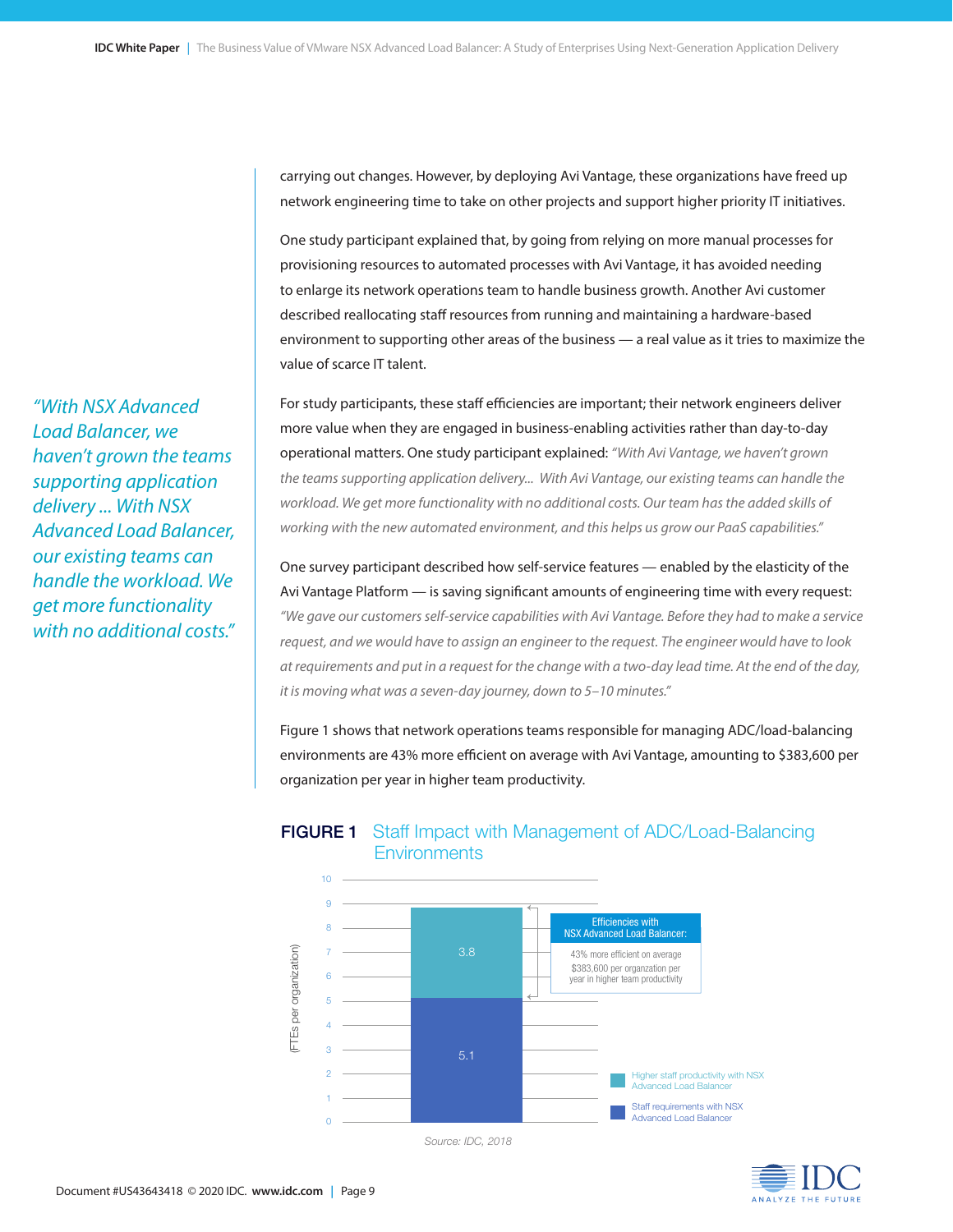carrying out changes. However, by deploying Avi Vantage, these organizations have freed up network engineering time to take on other projects and support higher priority IT initiatives.

One study participant explained that, by going from relying on more manual processes for provisioning resources to automated processes with Avi Vantage, it has avoided needing to enlarge its network operations team to handle business growth. Another Avi customer described reallocating staff resources from running and maintaining a hardware-based environment to supporting other areas of the business — a real value as it tries to maximize the value of scarce IT talent.

*"With NSX Advanced Load Balancer, we haven't grown the teams supporting application delivery ... With NSX Advanced Load Balancer, our existing teams can handle the workload. We get more functionality with no additional costs."*

For study participants, these staff efficiencies are important; their network engineers deliver more value when they are engaged in business-enabling activities rather than day-to-day operational matters. One study participant explained: *"With Avi Vantage, we haven't grown the teams supporting application delivery... With Avi Vantage, our existing teams can handle the workload. We get more functionality with no additional costs. Our team has the added skills of working with the new automated environment, and this helps us grow our PaaS capabilities."*

One survey participant described how self-service features — enabled by the elasticity of the Avi Vantage Platform — is saving significant amounts of engineering time with every request: *"We gave our customers self-service capabilities with Avi Vantage. Before they had to make a service request, and we would have to assign an engineer to the request. The engineer would have to look at requirements and put in a request for the change with a two-day lead time. At the end of the day, it is moving what was a seven-day journey, down to 5–10 minutes."*

Figure 1 shows that network operations teams responsible for managing ADC/load-balancing environments are 43% more efficient on average with Avi Vantage, amounting to $383,600 per organization per year in higher team productivity.

**FIGURE 1** Staff Impact with Management of ADC/Load-Balancing Environments

| (FTEs per organization) | Value |
|---|---|
| Staff requirements with NSX Advanced Load Balancer | 5.1 |
| Higher staff productivity with NSX Advanced Load Balancer | 3.8 |

Efficiencies with NSX Advanced Load Balancer:
43% more efficient on average
$383,600 per organzation per year in higher team productivity

Source: IDC, 2018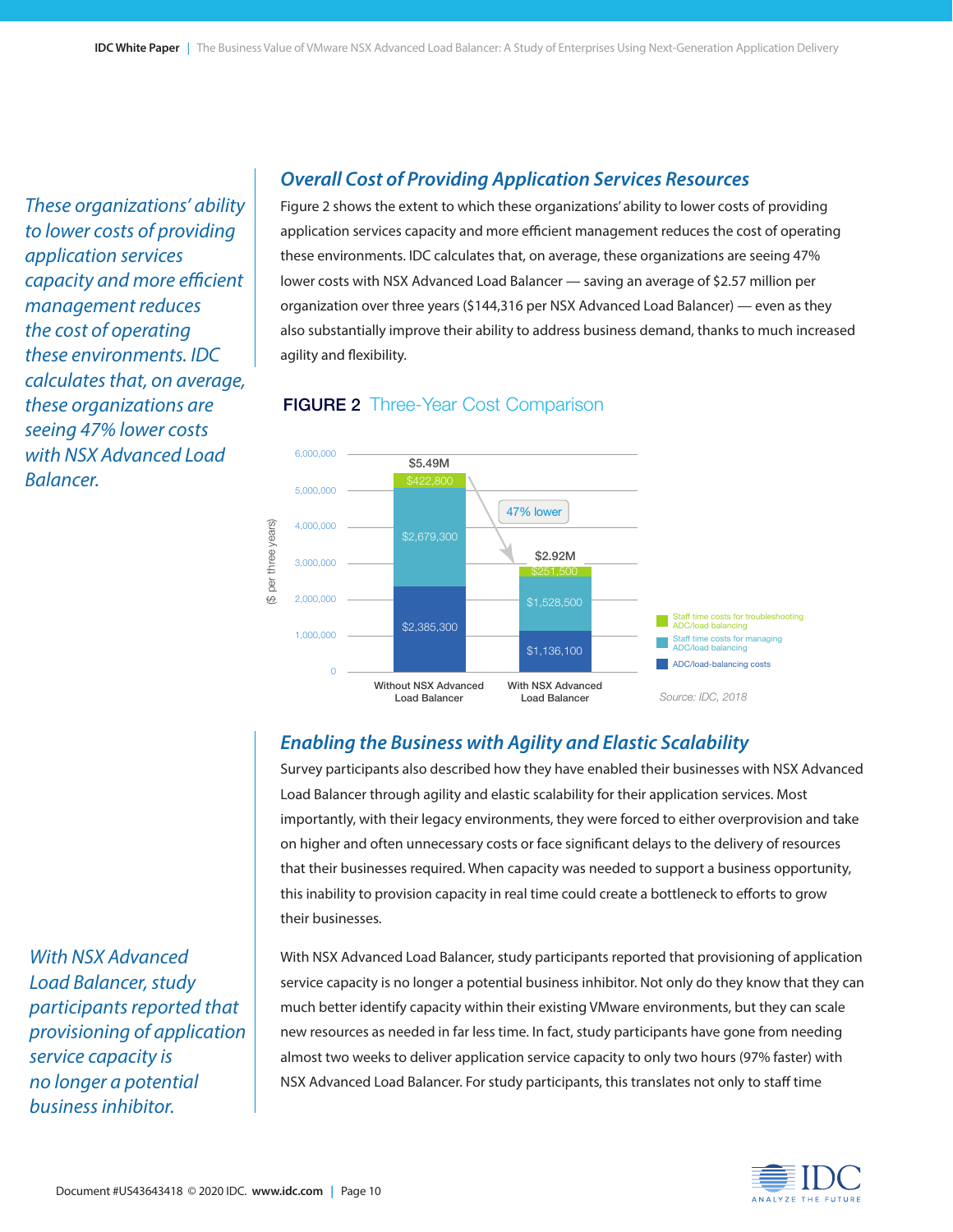*These organizations' ability to lower costs of providing application services capacity and more efficient management reduces the cost of operating these environments. IDC calculates that, on average, these organizations are seeing 47% lower costs with NSX Advanced Load Balancer.*

## Overall Cost of Providing Application Services Resources

Figure 2 shows the extent to which these organizations' ability to lower costs of providing application services capacity and more efficient management reduces the cost of operating these environments. IDC calculates that, on average, these organizations are seeing 47% lower costs with NSX Advanced Load Balancer — saving an average of $2.57 million per organization over three years ($144,316 per NSX Advanced Load Balancer) — even as they also substantially improve their ability to address business demand, thanks to much increased agility and flexibility.

**FIGURE 2** Three-Year Cost Comparison

($ per three years)

| | Without NSX Advanced Load Balancer | With NSX Advanced Load Balancer |
|---|---|---|
| Staff time costs for troubleshooting ADC/load balancing | $422,800 | $251,500 |
| Staff time costs for managing ADC/load balancing | $2,679,300 | $1,528,500 |
| ADC/load-balancing costs | $2,385,300 | $1,136,100 |
| Total | $5.49M | $2.92M |

47% lower

Source: IDC, 2018

## Enabling the Business with Agility and Elastic Scalability

Survey participants also described how they have enabled their businesses with NSX Advanced Load Balancer through agility and elastic scalability for their application services. Most importantly, with their legacy environments, they were forced to either overprovision and take on higher and often unnecessary costs or face significant delays to the delivery of resources that their businesses required. When capacity was needed to support a business opportunity, this inability to provision capacity in real time could create a bottleneck to efforts to grow their businesses.

*With NSX Advanced Load Balancer, study participants reported that provisioning of application service capacity is no longer a potential business inhibitor.*

With NSX Advanced Load Balancer, study participants reported that provisioning of application service capacity is no longer a potential business inhibitor. Not only do they know that they can much better identify capacity within their existing VMware environments, but they can scale new resources as needed in far less time. In fact, study participants have gone from needing almost two weeks to deliver application service capacity to only two hours (97% faster) with NSX Advanced Load Balancer. For study participants, this translates not only to staff time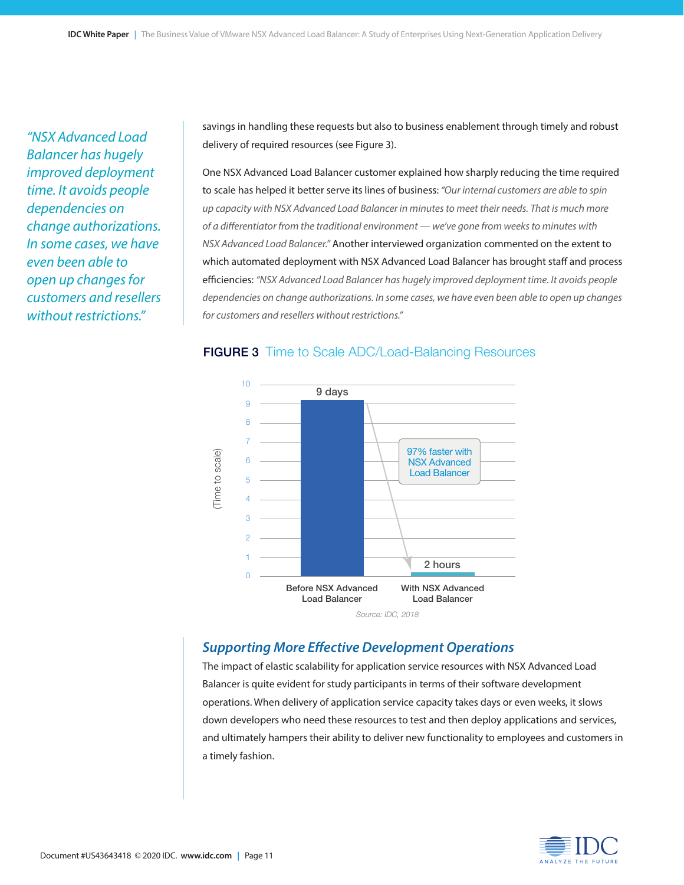*"NSX Advanced Load Balancer has hugely improved deployment time. It avoids people dependencies on change authorizations. In some cases, we have even been able to open up changes for customers and resellers without restrictions."*

savings in handling these requests but also to business enablement through timely and robust delivery of required resources (see Figure 3).

One NSX Advanced Load Balancer customer explained how sharply reducing the time required to scale has helped it better serve its lines of business: *"Our internal customers are able to spin up capacity with NSX Advanced Load Balancer in minutes to meet their needs. That is much more of a differentiator from the traditional environment — we've gone from weeks to minutes with NSX Advanced Load Balancer."* Another interviewed organization commented on the extent to which automated deployment with NSX Advanced Load Balancer has brought staff and process efficiencies: *"NSX Advanced Load Balancer has hugely improved deployment time. It avoids people dependencies on change authorizations. In some cases, we have even been able to open up changes for customers and resellers without restrictions."*

**FIGURE 3** Time to Scale ADC/Load-Balancing Resources

| | Time to scale |
|---|---|
| Before NSX Advanced Load Balancer | 9 days |
| With NSX Advanced Load Balancer | 2 hours |

97% faster with NSX Advanced Load Balancer

Source: IDC, 2018

### *Supporting More Effective Development Operations*

The impact of elastic scalability for application service resources with NSX Advanced Load Balancer is quite evident for study participants in terms of their software development operations. When delivery of application service capacity takes days or even weeks, it slows down developers who need these resources to test and then deploy applications and services, and ultimately hampers their ability to deliver new functionality to employees and customers in a timely fashion.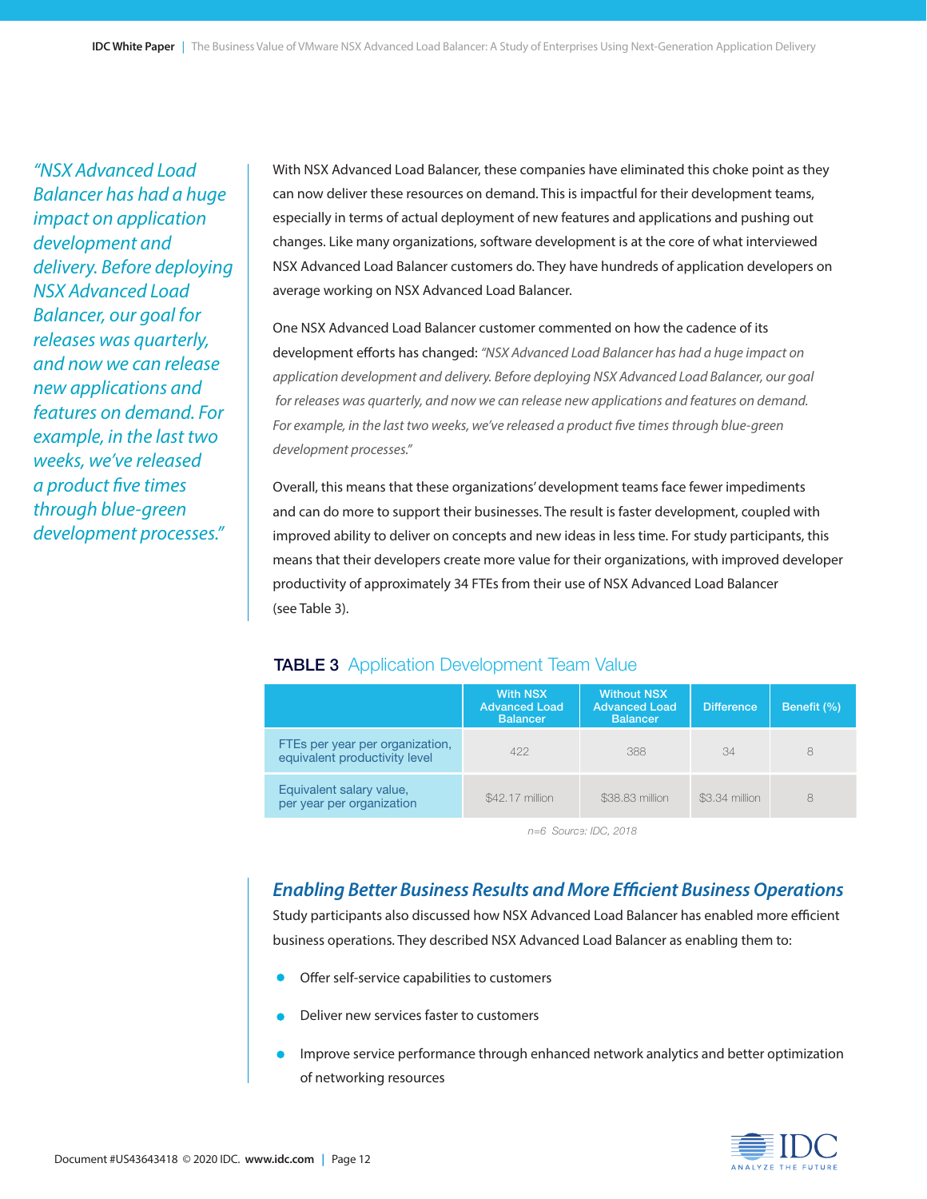*"NSX Advanced Load Balancer has had a huge impact on application development and delivery. Before deploying NSX Advanced Load Balancer, our goal for releases was quarterly, and now we can release new applications and features on demand. For example, in the last two weeks, we've released a product five times through blue-green development processes."*

With NSX Advanced Load Balancer, these companies have eliminated this choke point as they can now deliver these resources on demand. This is impactful for their development teams, especially in terms of actual deployment of new features and applications and pushing out changes. Like many organizations, software development is at the core of what interviewed NSX Advanced Load Balancer customers do. They have hundreds of application developers on average working on NSX Advanced Load Balancer.

One NSX Advanced Load Balancer customer commented on how the cadence of its development efforts has changed: *"NSX Advanced Load Balancer has had a huge impact on application development and delivery. Before deploying NSX Advanced Load Balancer, our goal for releases was quarterly, and now we can release new applications and features on demand. For example, in the last two weeks, we've released a product five times through blue-green development processes."*

Overall, this means that these organizations' development teams face fewer impediments and can do more to support their businesses. The result is faster development, coupled with improved ability to deliver on concepts and new ideas in less time. For study participants, this means that their developers create more value for their organizations, with improved developer productivity of approximately 34 FTEs from their use of NSX Advanced Load Balancer (see Table 3).

**TABLE 3** Application Development Team Value

| | With NSX Advanced Load Balancer | Without NSX Advanced Load Balancer | Difference | Benefit (%) |
|---|---|---|---|---|
| FTEs per year per organization, equivalent productivity level | 422 | 388 | 34 | 8 |
| Equivalent salary value, per year per organization | $42.17 million | $38.83 million | $3.34 million | 8 |

n=6 Source: IDC, 2018

### *Enabling Better Business Results and More Efficient Business Operations*

Study participants also discussed how NSX Advanced Load Balancer has enabled more efficient business operations. They described NSX Advanced Load Balancer as enabling them to:

- Offer self-service capabilities to customers
- Deliver new services faster to customers
- Improve service performance through enhanced network analytics and better optimization of networking resources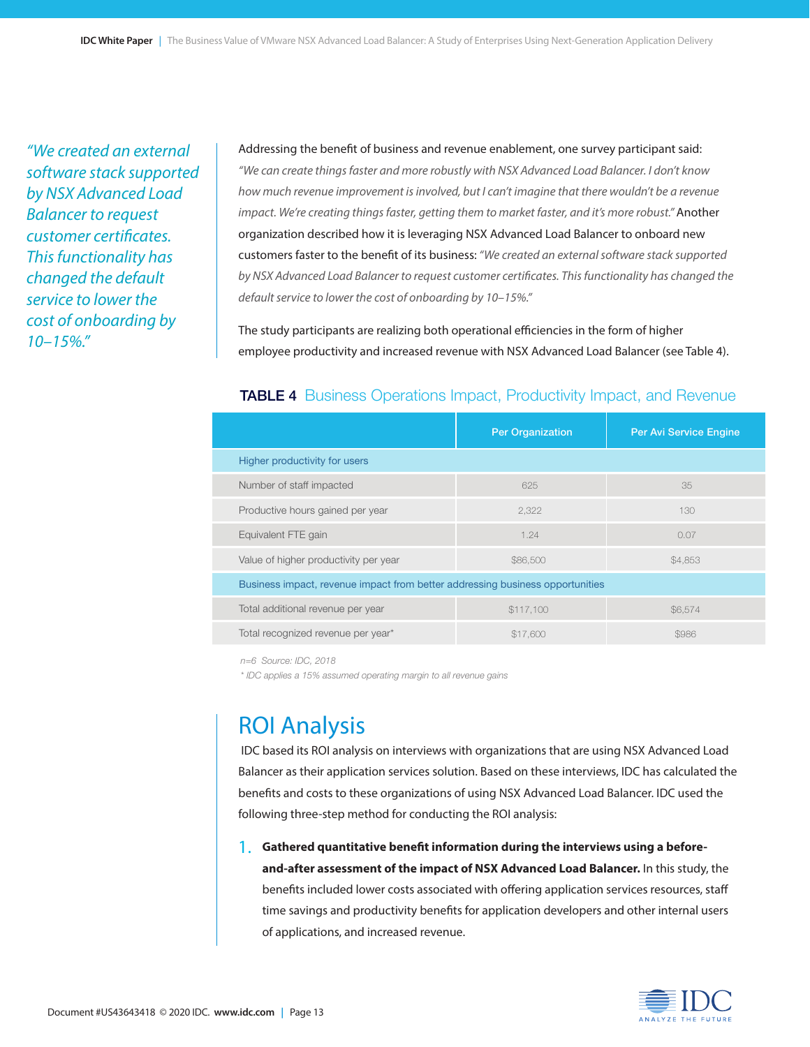*"We created an external software stack supported by NSX Advanced Load Balancer to request customer certificates. This functionality has changed the default service to lower the cost of onboarding by 10–15%."*

Addressing the benefit of business and revenue enablement, one survey participant said: *"We can create things faster and more robustly with NSX Advanced Load Balancer. I don't know how much revenue improvement is involved, but I can't imagine that there wouldn't be a revenue impact. We're creating things faster, getting them to market faster, and it's more robust."* Another organization described how it is leveraging NSX Advanced Load Balancer to onboard new customers faster to the benefit of its business: *"We created an external software stack supported by NSX Advanced Load Balancer to request customer certificates. This functionality has changed the default service to lower the cost of onboarding by 10–15%."*

The study participants are realizing both operational efficiencies in the form of higher employee productivity and increased revenue with NSX Advanced Load Balancer (see Table 4).

**TABLE 4** Business Operations Impact, Productivity Impact, and Revenue

| | Per Organization | Per Avi Service Engine |
|---|---|---|
| Higher productivity for users | | |
| Number of staff impacted | 625 | 35 |
| Productive hours gained per year | 2,322 | 130 |
| Equivalent FTE gain | 1.24 | 0.07 |
| Value of higher productivity per year | $86,500 | $4,853 |
| Business impact, revenue impact from better addressing business opportunities | | |
| Total additional revenue per year | $117,100 | $6,574 |
| Total recognized revenue per year* | $17,600 | $986 |

*n=6 Source: IDC, 2018*

*\* IDC applies a 15% assumed operating margin to all revenue gains*

## ROI Analysis

IDC based its ROI analysis on interviews with organizations that are using NSX Advanced Load Balancer as their application services solution. Based on these interviews, IDC has calculated the benefits and costs to these organizations of using NSX Advanced Load Balancer. IDC used the following three-step method for conducting the ROI analysis:

1. **Gathered quantitative benefit information during the interviews using a before-and-after assessment of the impact of NSX Advanced Load Balancer.** In this study, the benefits included lower costs associated with offering application services resources, staff time savings and productivity benefits for application developers and other internal users of applications, and increased revenue.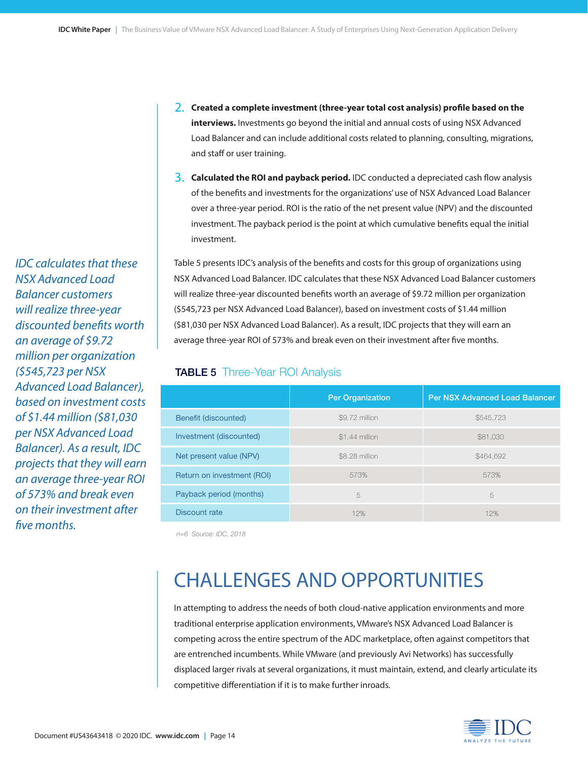2. **Created a complete investment (three-year total cost analysis) profile based on the interviews.** Investments go beyond the initial and annual costs of using NSX Advanced Load Balancer and can include additional costs related to planning, consulting, migrations, and staff or user training.

3. **Calculated the ROI and payback period.** IDC conducted a depreciated cash flow analysis of the benefits and investments for the organizations' use of NSX Advanced Load Balancer over a three-year period. ROI is the ratio of the net present value (NPV) and the discounted investment. The payback period is the point at which cumulative benefits equal the initial investment.

*IDC calculates that these NSX Advanced Load Balancer customers will realize three-year discounted benefits worth an average of $9.72 million per organization ($545,723 per NSX Advanced Load Balancer), based on investment costs of $1.44 million ($81,030 per NSX Advanced Load Balancer). As a result, IDC projects that they will earn an average three-year ROI of 573% and break even on their investment after five months.*

Table 5 presents IDC's analysis of the benefits and costs for this group of organizations using NSX Advanced Load Balancer. IDC calculates that these NSX Advanced Load Balancer customers will realize three-year discounted benefits worth an average of $9.72 million per organization ($545,723 per NSX Advanced Load Balancer), based on investment costs of $1.44 million ($81,030 per NSX Advanced Load Balancer). As a result, IDC projects that they will earn an average three-year ROI of 573% and break even on their investment after five months.

**TABLE 5** Three-Year ROI Analysis

| | Per Organization | Per NSX Advanced Load Balancer |
|---|---|---|
| Benefit (discounted) | $9.72 million | $545,723 |
| Investment (discounted) | $1.44 million | $81,030 |
| Net present value (NPV) | $8.28 million | $464,692 |
| Return on investment (ROI) | 573% | 573% |
| Payback period (months) | 5 | 5 |
| Discount rate | 12% | 12% |

*n=6 Source: IDC, 2018*

# CHALLENGES AND OPPORTUNITIES

In attempting to address the needs of both cloud-native application environments and more traditional enterprise application environments, VMware's NSX Advanced Load Balancer is competing across the entire spectrum of the ADC marketplace, often against competitors that are entrenched incumbents. While VMware (and previously Avi Networks) has successfully displaced larger rivals at several organizations, it must maintain, extend, and clearly articulate its competitive differentiation if it is to make further inroads.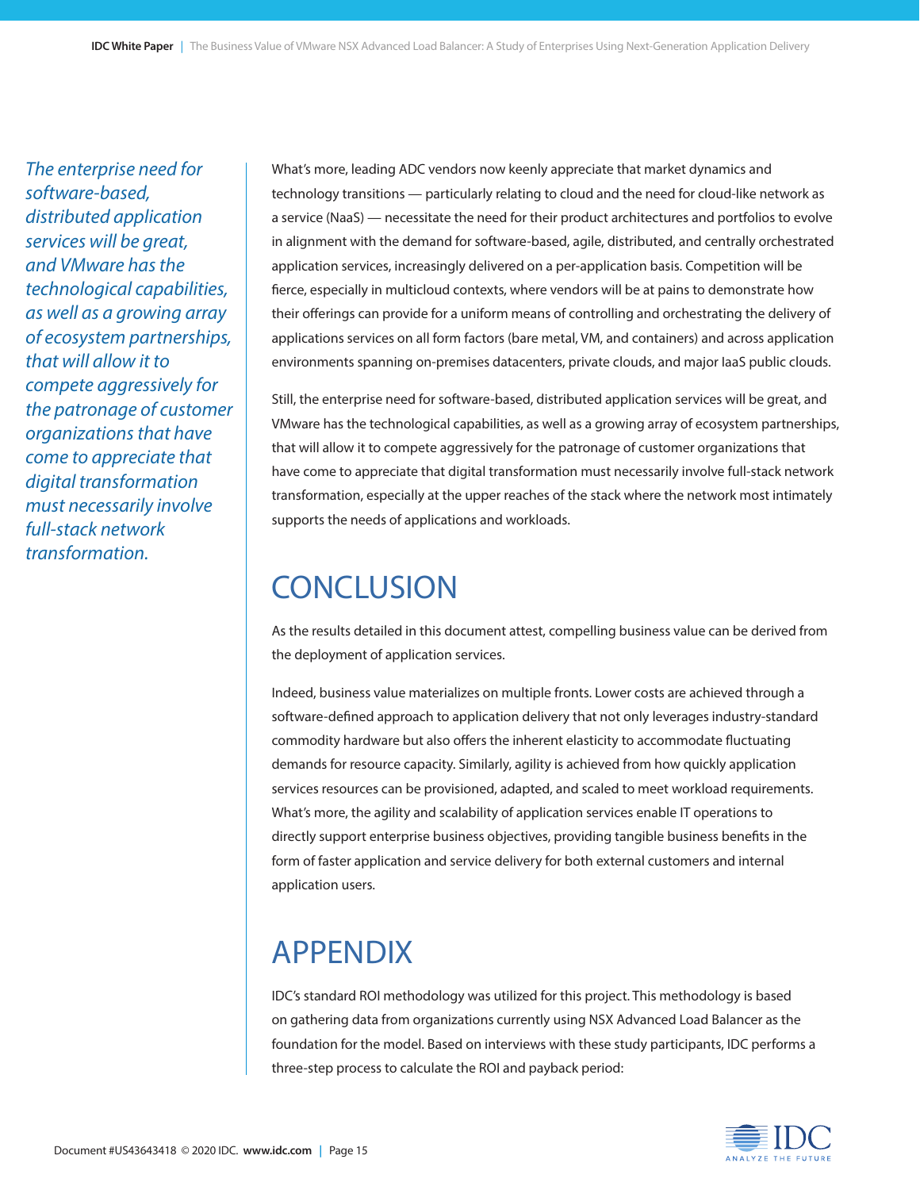*The enterprise need for software-based, distributed application services will be great, and VMware has the technological capabilities, as well as a growing array of ecosystem partnerships, that will allow it to compete aggressively for the patronage of customer organizations that have come to appreciate that digital transformation must necessarily involve full-stack network transformation.*

What's more, leading ADC vendors now keenly appreciate that market dynamics and technology transitions — particularly relating to cloud and the need for cloud-like network as a service (NaaS) — necessitate the need for their product architectures and portfolios to evolve in alignment with the demand for software-based, agile, distributed, and centrally orchestrated application services, increasingly delivered on a per-application basis. Competition will be fierce, especially in multicloud contexts, where vendors will be at pains to demonstrate how their offerings can provide for a uniform means of controlling and orchestrating the delivery of applications services on all form factors (bare metal, VM, and containers) and across application environments spanning on-premises datacenters, private clouds, and major IaaS public clouds.

Still, the enterprise need for software-based, distributed application services will be great, and VMware has the technological capabilities, as well as a growing array of ecosystem partnerships, that will allow it to compete aggressively for the patronage of customer organizations that have come to appreciate that digital transformation must necessarily involve full-stack network transformation, especially at the upper reaches of the stack where the network most intimately supports the needs of applications and workloads.

# CONCLUSION

As the results detailed in this document attest, compelling business value can be derived from the deployment of application services.

Indeed, business value materializes on multiple fronts. Lower costs are achieved through a software-defined approach to application delivery that not only leverages industry-standard commodity hardware but also offers the inherent elasticity to accommodate fluctuating demands for resource capacity. Similarly, agility is achieved from how quickly application services resources can be provisioned, adapted, and scaled to meet workload requirements. What's more, the agility and scalability of application services enable IT operations to directly support enterprise business objectives, providing tangible business benefits in the form of faster application and service delivery for both external customers and internal application users.

# APPENDIX

IDC's standard ROI methodology was utilized for this project. This methodology is based on gathering data from organizations currently using NSX Advanced Load Balancer as the foundation for the model. Based on interviews with these study participants, IDC performs a three-step process to calculate the ROI and payback period: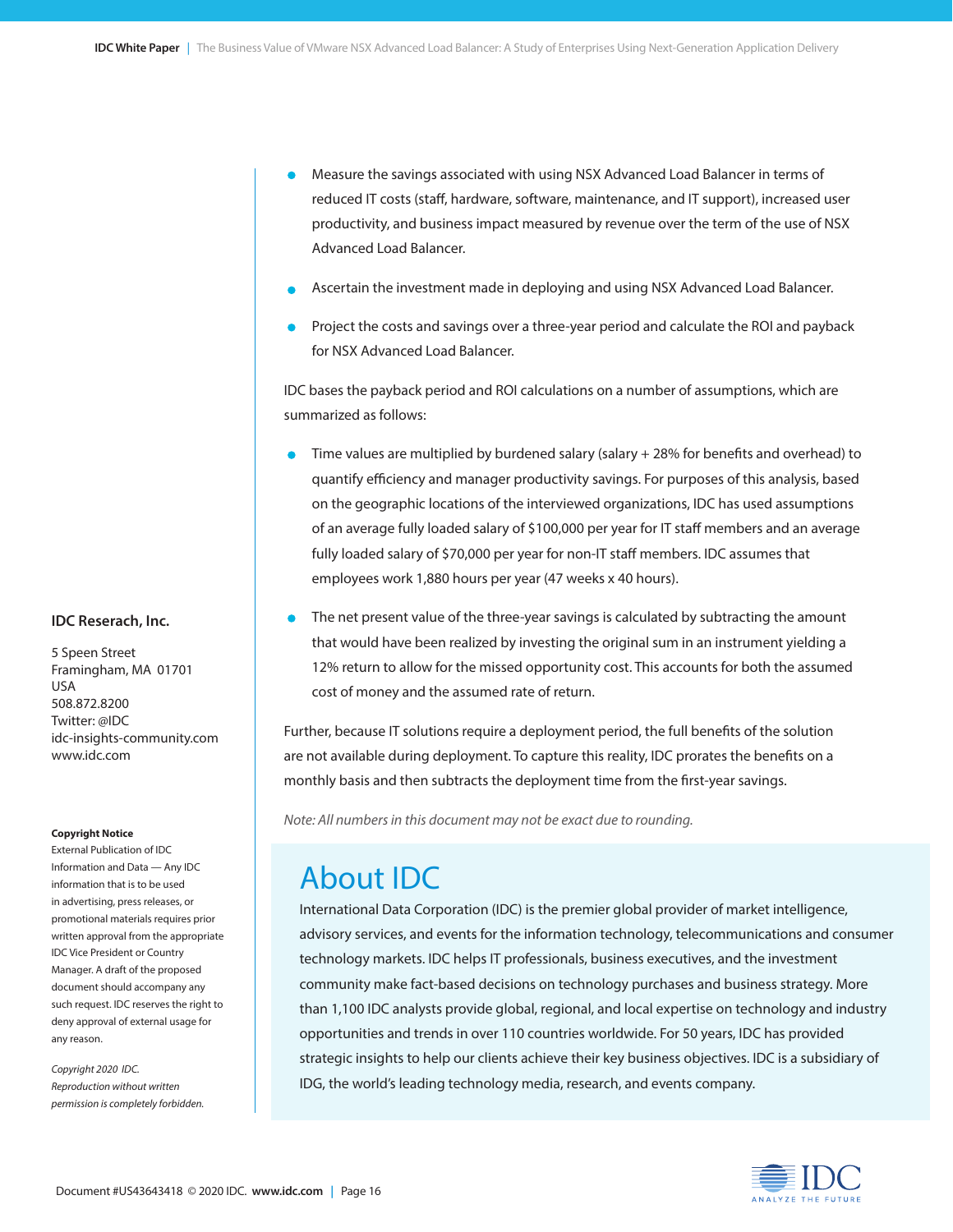- Measure the savings associated with using NSX Advanced Load Balancer in terms of reduced IT costs (staff, hardware, software, maintenance, and IT support), increased user productivity, and business impact measured by revenue over the term of the use of NSX Advanced Load Balancer.
- Ascertain the investment made in deploying and using NSX Advanced Load Balancer.
- Project the costs and savings over a three-year period and calculate the ROI and payback for NSX Advanced Load Balancer.

IDC bases the payback period and ROI calculations on a number of assumptions, which are summarized as follows:

- Time values are multiplied by burdened salary (salary + 28% for benefits and overhead) to quantify efficiency and manager productivity savings. For purposes of this analysis, based on the geographic locations of the interviewed organizations, IDC has used assumptions of an average fully loaded salary of $100,000 per year for IT staff members and an average fully loaded salary of $70,000 per year for non-IT staff members. IDC assumes that employees work 1,880 hours per year (47 weeks x 40 hours).
- The net present value of the three-year savings is calculated by subtracting the amount that would have been realized by investing the original sum in an instrument yielding a 12% return to allow for the missed opportunity cost. This accounts for both the assumed cost of money and the assumed rate of return.

Further, because IT solutions require a deployment period, the full benefits of the solution are not available during deployment. To capture this reality, IDC prorates the benefits on a monthly basis and then subtracts the deployment time from the first-year savings.

*Note: All numbers in this document may not be exact due to rounding.*

## About IDC

International Data Corporation (IDC) is the premier global provider of market intelligence, advisory services, and events for the information technology, telecommunications and consumer technology markets. IDC helps IT professionals, business executives, and the investment community make fact-based decisions on technology purchases and business strategy. More than 1,100 IDC analysts provide global, regional, and local expertise on technology and industry opportunities and trends in over 110 countries worldwide. For 50 years, IDC has provided strategic insights to help our clients achieve their key business objectives. IDC is a subsidiary of IDG, the world's leading technology media, research, and events company.

**IDC Reserach, Inc.**

5 Speen Street
Framingham, MA 01701
USA
508.872.8200
Twitter: @IDC
idc-insights-community.com
www.idc.com

**Copyright Notice**

External Publication of IDC Information and Data — Any IDC information that is to be used in advertising, press releases, or promotional materials requires prior written approval from the appropriate IDC Vice President or Country Manager. A draft of the proposed document should accompany any such request. IDC reserves the right to deny approval of external usage for any reason.

*Copyright 2020 IDC. Reproduction without written permission is completely forbidden.*